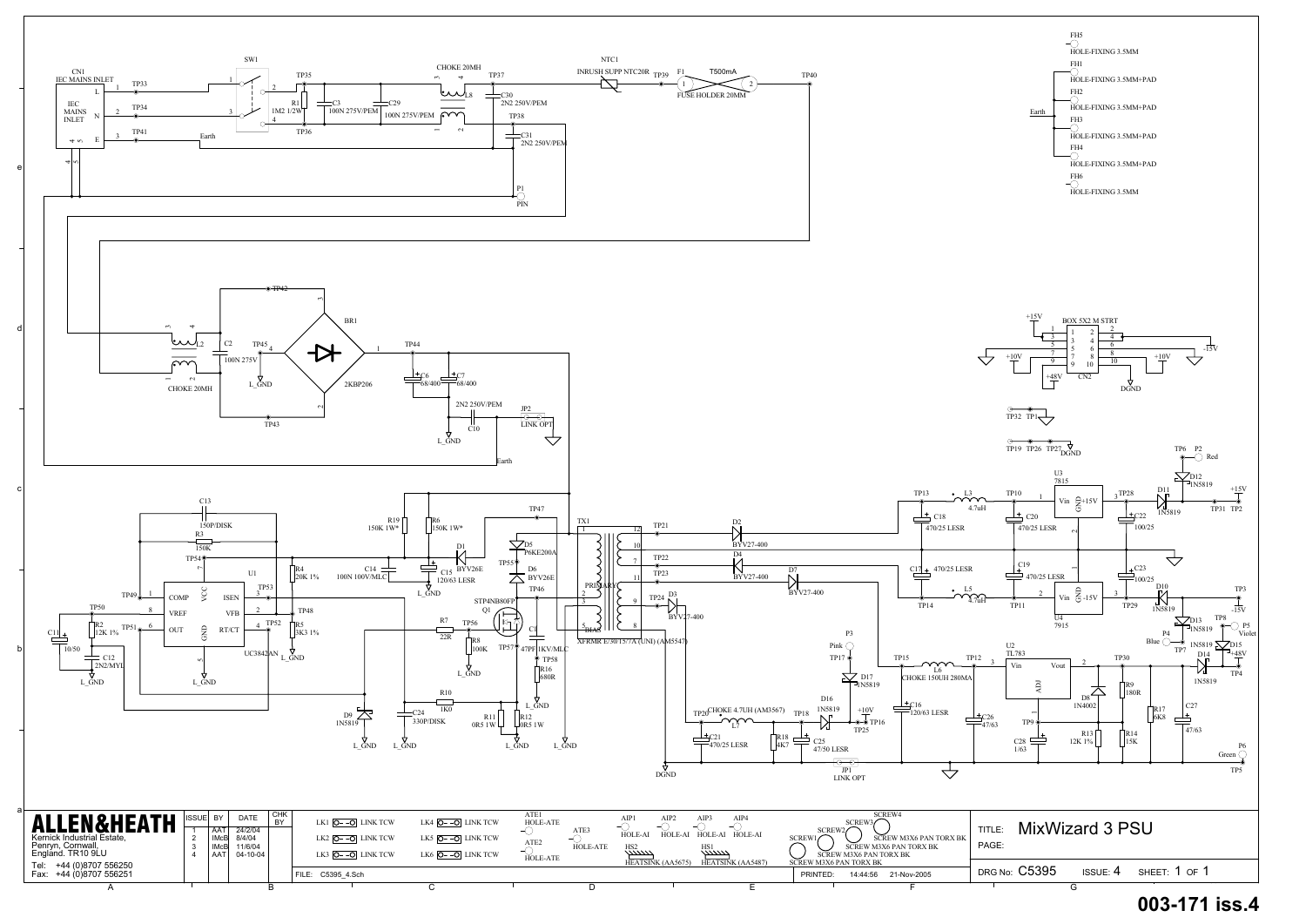# MixWizard 3 PSU

| ISSUE | BY | DATE |
|---|---|---|
| 1 | AAT | 24/2/04 |
| 2 | IMcB | 8/4/04 |
| 3 | IMcB | 11/6/04 |
| 4 | AAT | 04-10-04 |

**ALLEN&HEATH**

Kernick Industrial Estate,
Penryn, Cornwall,
England. TR10 9LU

Tel: +44 (0)8707 556250
Fax: +44 (0)8707 556251

FILE: C5395_4.Sch

PRINTED: 14:44:56 21-Nov-2005

TITLE: MixWizard 3 PSU

DRG No: C5395 ISSUE: 4 SHEET: 1 OF 1

**003-171 iss.4**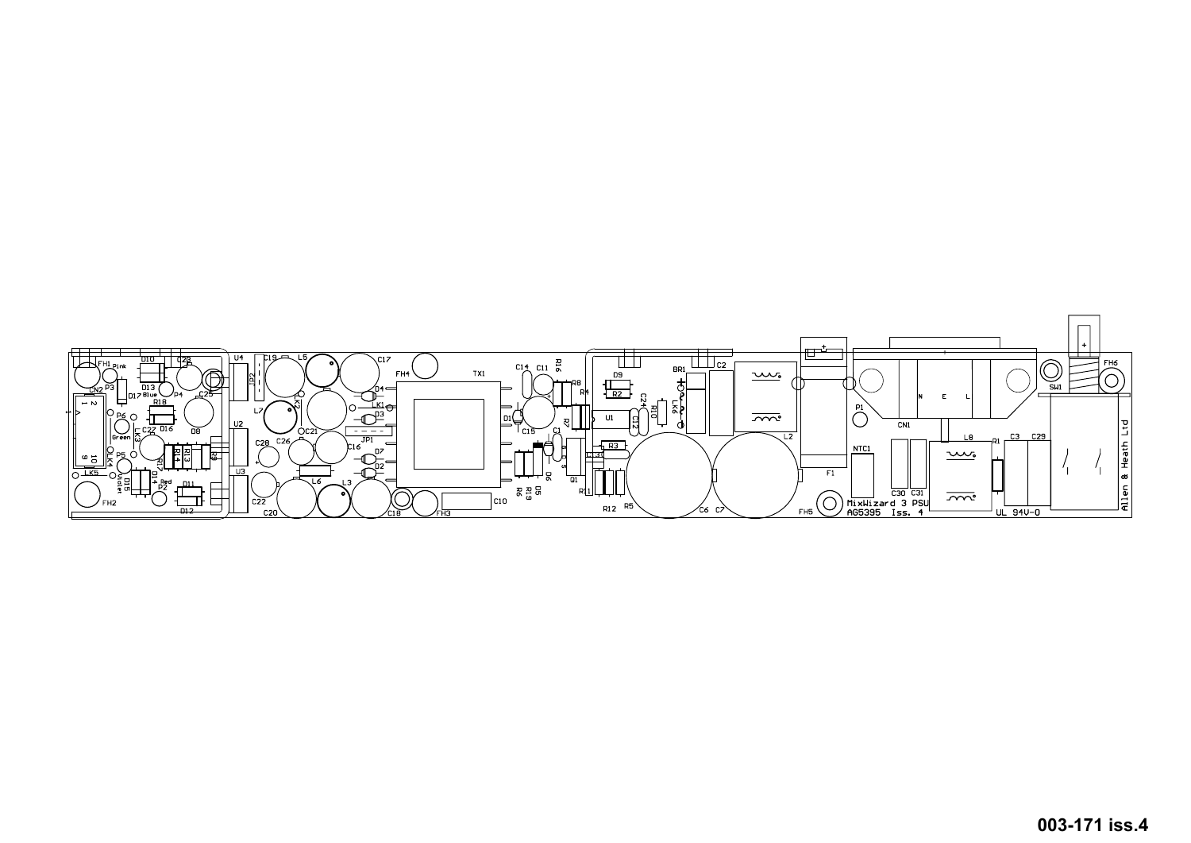MixWizard 3 PSU
AG5395 Iss. 4

UL 94V-0

Allen & Heath Ltd

003-171 iss.4